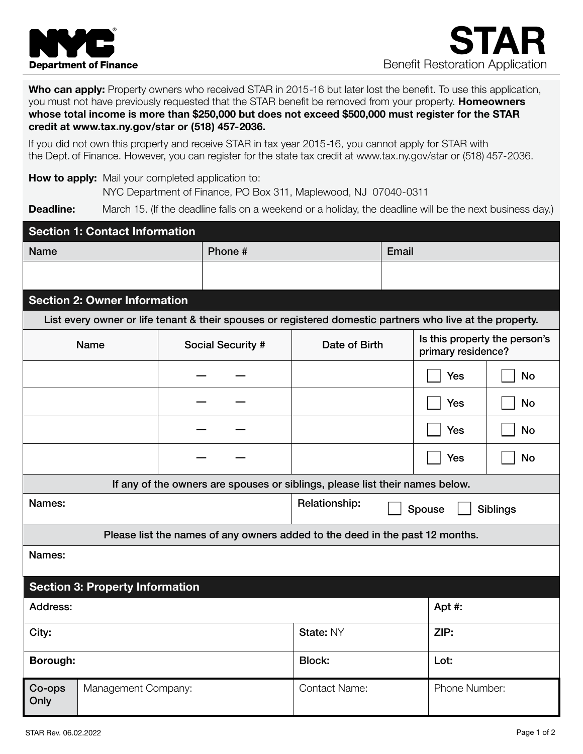NYC Department of Finance

# STAR

Benefit Restoration Application

**Who can apply:** Property owners who received STAR in 2015-16 but later lost the benefit. To use this application, you must not have previously requested that the STAR benefit be removed from your property. **Homeowners whose total income is more than $250,000 but does not exceed $500,000 must register for the STAR credit at www.tax.ny.gov/star or (518) 457-2036.**

If you did not own this property and receive STAR in tax year 2015-16, you cannot apply for STAR with the Dept. of Finance. However, you can register for the state tax credit at www.tax.ny.gov/star or (518) 457-2036.

**How to apply:** Mail your completed application to:
NYC Department of Finance, PO Box 311, Maplewood, NJ 07040-0311

**Deadline:** March 15. (If the deadline falls on a weekend or a holiday, the deadline will be the next business day.)

## Section 1: Contact Information

| Name | Phone # | Email |
|---|---|---|
| | | |

## Section 2: Owner Information

List every owner or life tenant & their spouses or registered domestic partners who live at the property.

| Name | Social Security # | Date of Birth | Is this property the person's primary residence? | |
|---|---|---|---|---|
| | — — | | ☐ Yes | ☐ No |
| | — — | | ☐ Yes | ☐ No |
| | — — | | ☐ Yes | ☐ No |
| | — — | | ☐ Yes | ☐ No |

If any of the owners are spouses or siblings, please list their names below.

| Names: | Relationship: ☐ Spouse ☐ Siblings |
|---|---|

Please list the names of any owners added to the deed in the past 12 months.

Names:

## Section 3: Property Information

| Address: | | Apt #: |
|---|---|---|
| City: | State: NY | ZIP: |
| Borough: | Block: | Lot: |

| Co-ops Only | Management Company: | Contact Name: | Phone Number: |
|---|---|---|---|
| | | | |

STAR Rev. 06.02.2022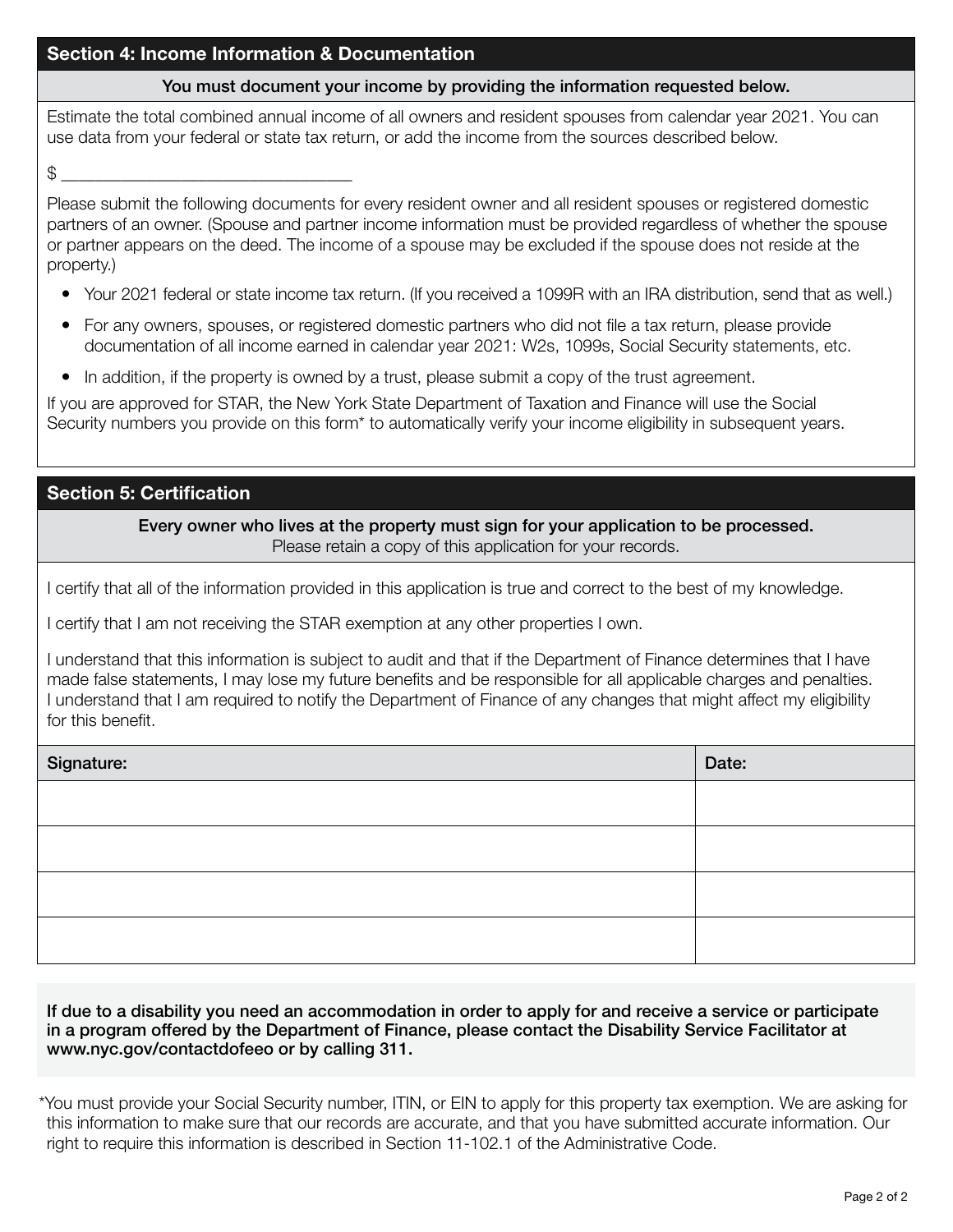## Section 4: Income Information & Documentation

**You must document your income by providing the information requested below.**

Estimate the total combined annual income of all owners and resident spouses from calendar year 2021. You can use data from your federal or state tax return, or add the income from the sources described below.

$ ________________________________

Please submit the following documents for every resident owner and all resident spouses or registered domestic partners of an owner. (Spouse and partner income information must be provided regardless of whether the spouse or partner appears on the deed. The income of a spouse may be excluded if the spouse does not reside at the property.)

- Your 2021 federal or state income tax return. (If you received a 1099R with an IRA distribution, send that as well.)
- For any owners, spouses, or registered domestic partners who did not file a tax return, please provide documentation of all income earned in calendar year 2021: W2s, 1099s, Social Security statements, etc.
- In addition, if the property is owned by a trust, please submit a copy of the trust agreement.

If you are approved for STAR, the New York State Department of Taxation and Finance will use the Social Security numbers you provide on this form* to automatically verify your income eligibility in subsequent years.

## Section 5: Certification

**Every owner who lives at the property must sign for your application to be processed.**
Please retain a copy of this application for your records.

I certify that all of the information provided in this application is true and correct to the best of my knowledge.

I certify that I am not receiving the STAR exemption at any other properties I own.

I understand that this information is subject to audit and that if the Department of Finance determines that I have made false statements, I may lose my future benefits and be responsible for all applicable charges and penalties. I understand that I am required to notify the Department of Finance of any changes that might affect my eligibility for this benefit.

| Signature: | Date: |
|---|---|
| | |
| | |
| | |
| | |

**If due to a disability you need an accommodation in order to apply for and receive a service or participate in a program offered by the Department of Finance, please contact the Disability Service Facilitator at www.nyc.gov/contactdofeeo or by calling 311.**

*You must provide your Social Security number, ITIN, or EIN to apply for this property tax exemption. We are asking for this information to make sure that our records are accurate, and that you have submitted accurate information. Our right to require this information is described in Section 11-102.1 of the Administrative Code.